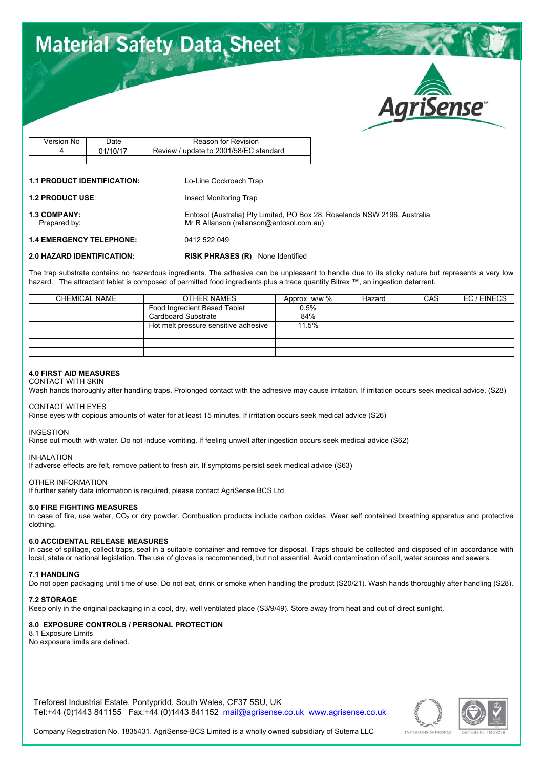# Material Safety Data Sheet

AgriSense™

| Version No | Date | Reason for Revision |
|---|---|---|
| 4 | 01/10/17 | Review / update to 2001/58/EC standard |
| | | |

**1.1 PRODUCT IDENTIFICATION:** Lo-Line Cockroach Trap

**1.2 PRODUCT USE**: Insect Monitoring Trap

**1.3 COMPANY:** Entosol (Australia) Pty Limited, PO Box 28, Roselands NSW 2196, Australia
Prepared by: Mr R Allanson (rallanson@entosol.com.au)

**1.4 EMERGENCY TELEPHONE:** 0412 522 049

**2.0 HAZARD IDENTIFICATION:** **RISK PHRASES (R)** None Identified

The trap substrate contains no hazardous ingredients. The adhesive can be unpleasant to handle due to its sticky nature but represents a very low hazard. The attractant tablet is composed of permitted food ingredients plus a trace quantity Bitrex ™, an ingestion deterrent.

| CHEMICAL NAME | OTHER NAMES | Approx w/w % | Hazard | CAS | EC / EINECS |
|---|---|---|---|---|---|
| | Food Ingredient Based Tablet | 0.5% | | | |
| | Cardboard Substrate | 84% | | | |
| | Hot melt pressure sensitive adhesive | 11.5% | | | |
| | | | | | |
| | | | | | |
| | | | | | |

### 4.0 FIRST AID MEASURES

CONTACT WITH SKIN
Wash hands thoroughly after handling traps. Prolonged contact with the adhesive may cause irritation. If irritation occurs seek medical advice. (S28)

CONTACT WITH EYES
Rinse eyes with copious amounts of water for at least 15 minutes. If irritation occurs seek medical advice (S26)

INGESTION
Rinse out mouth with water. Do not induce vomiting. If feeling unwell after ingestion occurs seek medical advice (S62)

INHALATION
If adverse effects are felt, remove patient to fresh air. If symptoms persist seek medical advice (S63)

OTHER INFORMATION
If further safety data information is required, please contact AgriSense BCS Ltd

### 5.0 FIRE FIGHTING MEASURES

In case of fire, use water, $CO_2$ or dry powder. Combustion products include carbon oxides. Wear self contained breathing apparatus and protective clothing.

### 6.0 ACCIDENTAL RELEASE MEASURES

In case of spillage, collect traps, seal in a suitable container and remove for disposal. Traps should be collected and disposed of in accordance with local, state or national legislation. The use of gloves is recommended, but not essential. Avoid contamination of soil, water sources and sewers.

### 7.1 HANDLING

Do not open packaging until time of use. Do not eat, drink or smoke when handling the product (S20/21). Wash hands thoroughly after handling (S28).

### 7.2 STORAGE

Keep only in the original packaging in a cool, dry, well ventilated place (S3/9/49). Store away from heat and out of direct sunlight.

### 8.0 EXPOSURE CONTROLS / PERSONAL PROTECTION

8.1 Exposure Limits
No exposure limits are defined.

Treforest Industrial Estate, Pontypridd, South Wales, CF37 5SU, UK
Tel:+44 (0)1443 841155 Fax:+44 (0)1443 841152 mail@agrisense.co.uk www.agrisense.co.uk

Company Registration No. 1835431. AgriSense-BCS Limited is a wholly owned subsidiary of Suterra LLC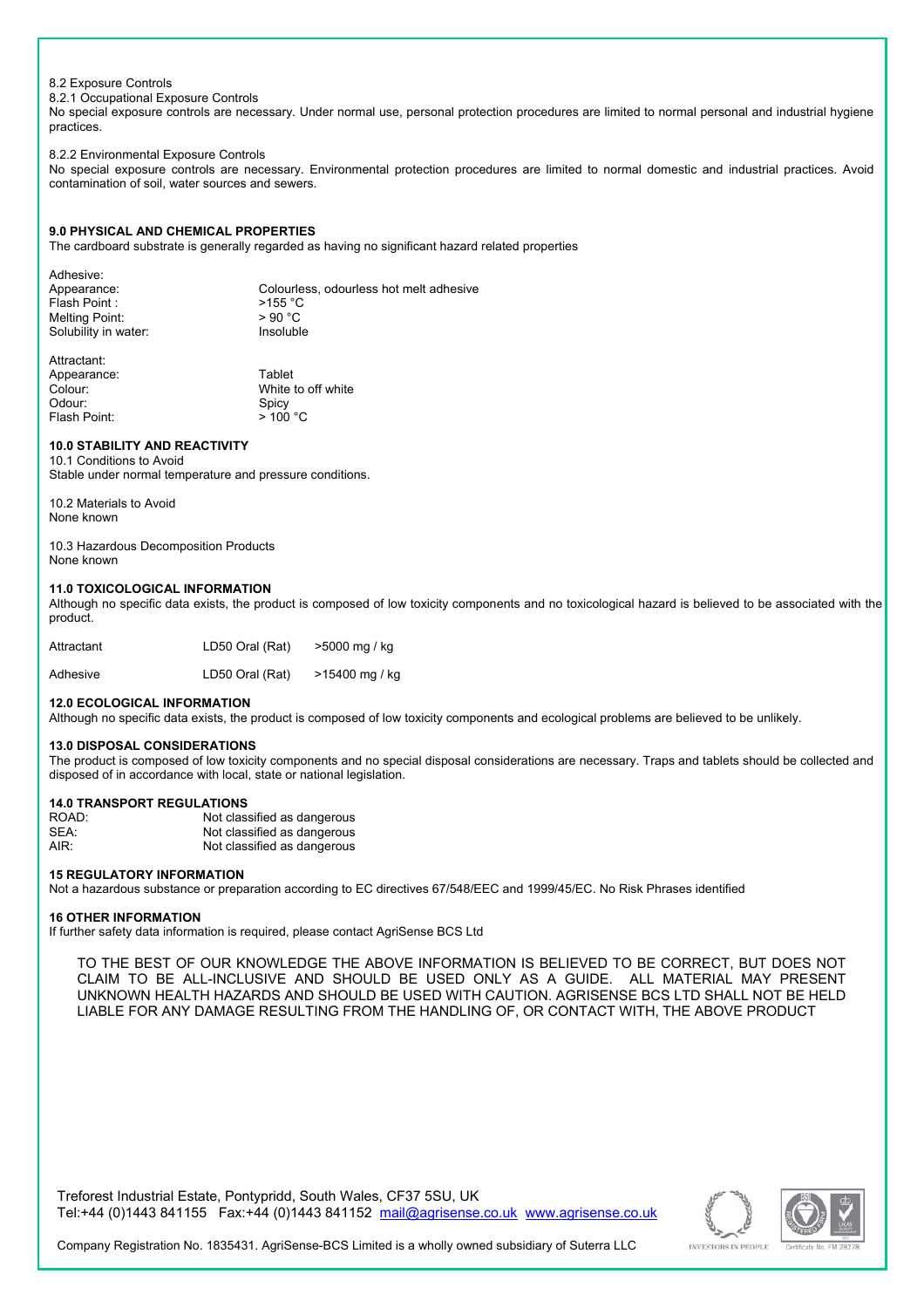8.2 Exposure Controls

8.2.1 Occupational Exposure Controls

No special exposure controls are necessary. Under normal use, personal protection procedures are limited to normal personal and industrial hygiene practices.

8.2.2 Environmental Exposure Controls

No special exposure controls are necessary. Environmental protection procedures are limited to normal domestic and industrial practices. Avoid contamination of soil, water sources and sewers.

## 9.0 PHYSICAL AND CHEMICAL PROPERTIES

The cardboard substrate is generally regarded as having no significant hazard related properties

Adhesive:

| | |
|---|---|
| Appearance: | Colourless, odourless hot melt adhesive |
| Flash Point : | >155 °C |
| Melting Point: | > 90 °C |
| Solubility in water: | Insoluble |

Attractant:

| | |
|---|---|
| Appearance: | Tablet |
| Colour: | White to off white |
| Odour: | Spicy |
| Flash Point: | > 100 °C |

## 10.0 STABILITY AND REACTIVITY

10.1 Conditions to Avoid

Stable under normal temperature and pressure conditions.

10.2 Materials to Avoid

None known

10.3 Hazardous Decomposition Products

None known

## 11.0 TOXICOLOGICAL INFORMATION

Although no specific data exists, the product is composed of low toxicity components and no toxicological hazard is believed to be associated with the product.

| | | |
|---|---|---|
| Attractant | LD50 Oral (Rat) | >5000 mg / kg |
| Adhesive | LD50 Oral (Rat) | >15400 mg / kg |

## 12.0 ECOLOGICAL INFORMATION

Although no specific data exists, the product is composed of low toxicity components and ecological problems are believed to be unlikely.

## 13.0 DISPOSAL CONSIDERATIONS

The product is composed of low toxicity components and no special disposal considerations are necessary. Traps and tablets should be collected and disposed of in accordance with local, state or national legislation.

## 14.0 TRANSPORT REGULATIONS

| | |
|---|---|
| ROAD: | Not classified as dangerous |
| SEA: | Not classified as dangerous |
| AIR: | Not classified as dangerous |

## 15 REGULATORY INFORMATION

Not a hazardous substance or preparation according to EC directives 67/548/EEC and 1999/45/EC. No Risk Phrases identified

## 16 OTHER INFORMATION

If further safety data information is required, please contact AgriSense BCS Ltd

TO THE BEST OF OUR KNOWLEDGE THE ABOVE INFORMATION IS BELIEVED TO BE CORRECT, BUT DOES NOT CLAIM TO BE ALL-INCLUSIVE AND SHOULD BE USED ONLY AS A GUIDE. ALL MATERIAL MAY PRESENT UNKNOWN HEALTH HAZARDS AND SHOULD BE USED WITH CAUTION. AGRISENSE BCS LTD SHALL NOT BE HELD LIABLE FOR ANY DAMAGE RESULTING FROM THE HANDLING OF, OR CONTACT WITH, THE ABOVE PRODUCT